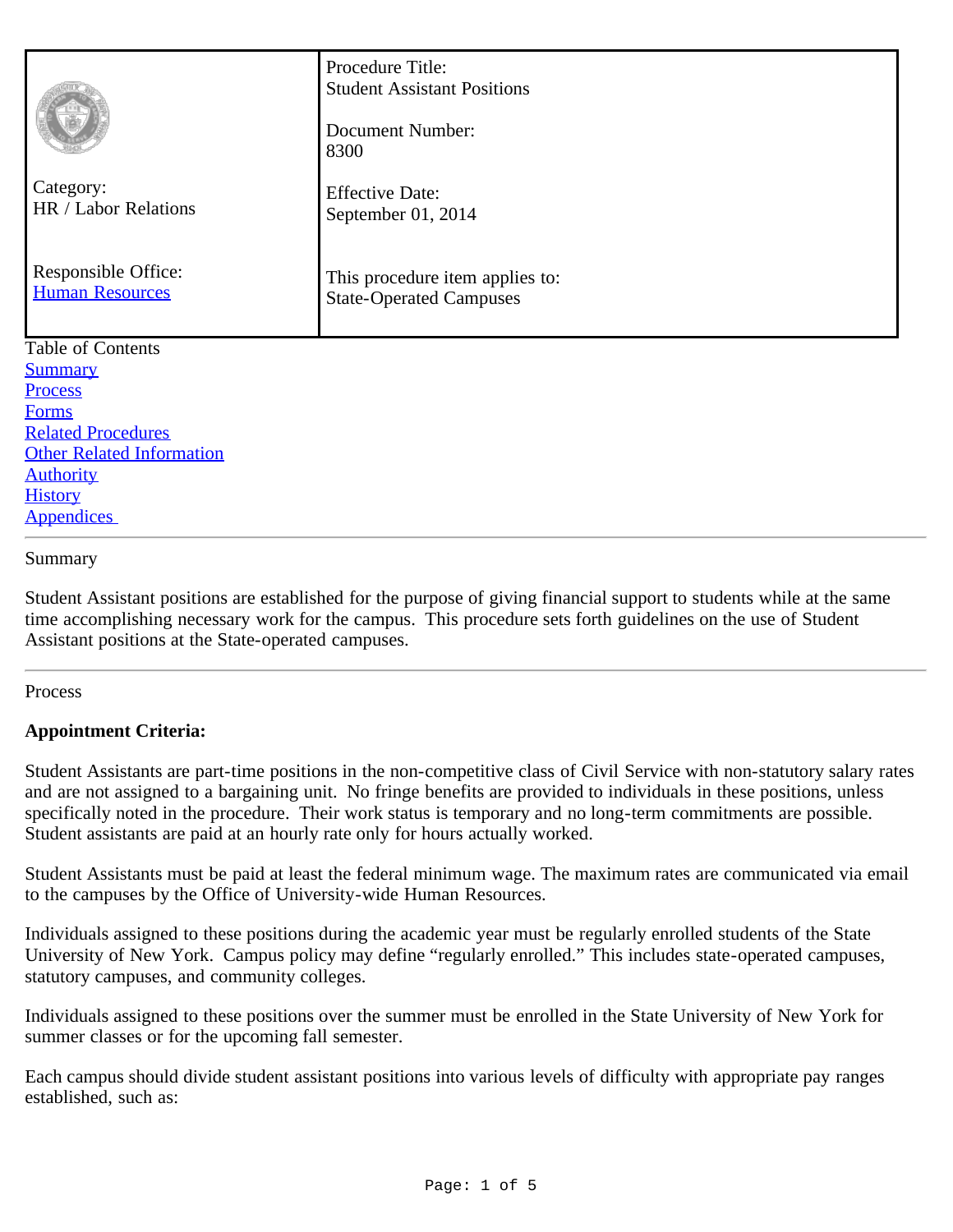| Category: HR / Labor Relations | Procedure Title: Student Assistant Positions |
| --- | --- |
| | Document Number: 8300 |
| | Effective Date: September 01, 2014 |
| Responsible Office: Human Resources | This procedure item applies to: State-Operated Campuses |

Table of Contents

- Summary
- Process
- Forms
- Related Procedures
- Other Related Information
- Authority
- History
- Appendices

## Summary

Student Assistant positions are established for the purpose of giving financial support to students while at the same time accomplishing necessary work for the campus. This procedure sets forth guidelines on the use of Student Assistant positions at the State-operated campuses.

## Process

**Appointment Criteria:**

Student Assistants are part-time positions in the non-competitive class of Civil Service with non-statutory salary rates and are not assigned to a bargaining unit. No fringe benefits are provided to individuals in these positions, unless specifically noted in the procedure. Their work status is temporary and no long-term commitments are possible. Student assistants are paid at an hourly rate only for hours actually worked.

Student Assistants must be paid at least the federal minimum wage. The maximum rates are communicated via email to the campuses by the Office of University-wide Human Resources.

Individuals assigned to these positions during the academic year must be regularly enrolled students of the State University of New York. Campus policy may define "regularly enrolled." This includes state-operated campuses, statutory campuses, and community colleges.

Individuals assigned to these positions over the summer must be enrolled in the State University of New York for summer classes or for the upcoming fall semester.

Each campus should divide student assistant positions into various levels of difficulty with appropriate pay ranges established, such as: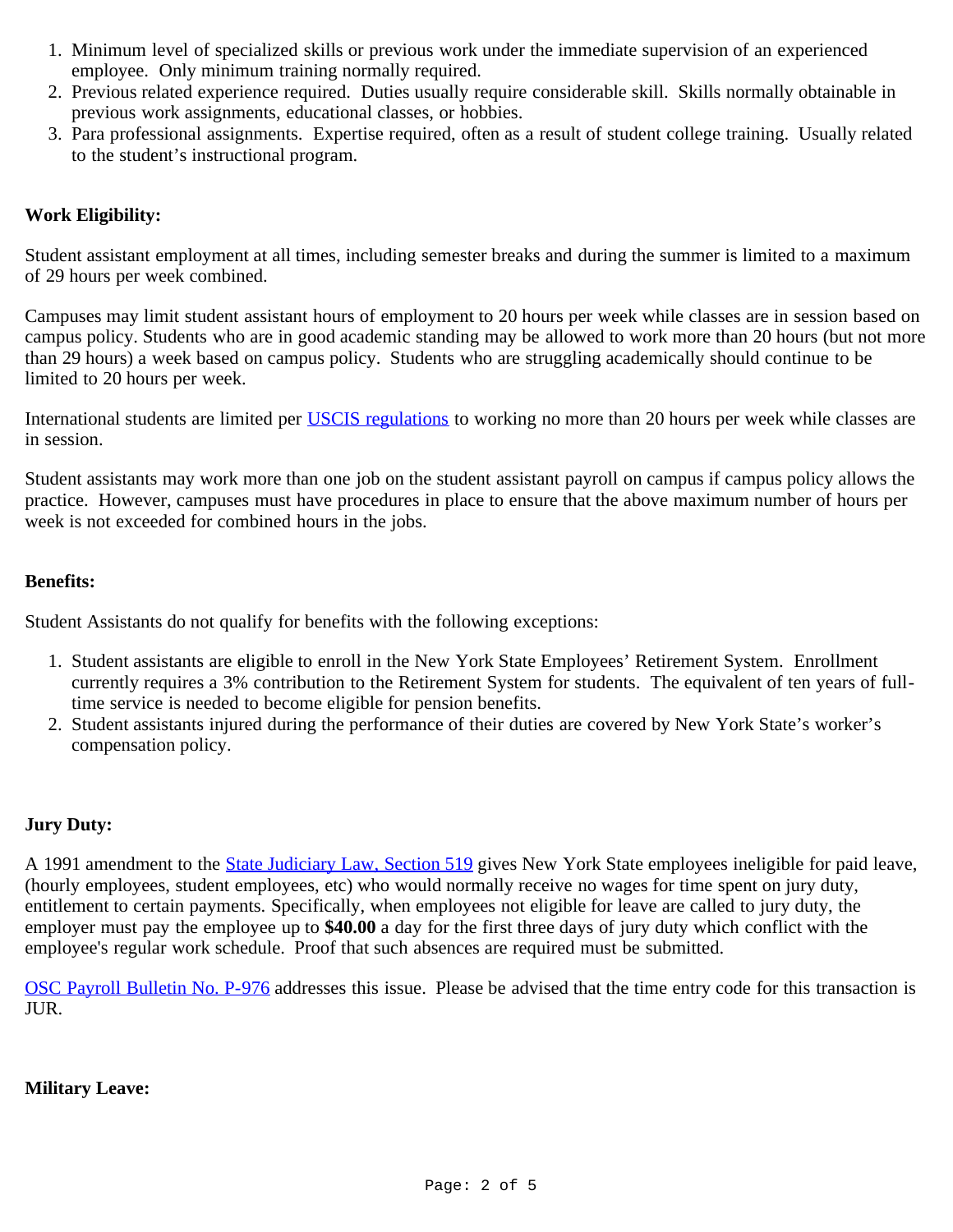1. Minimum level of specialized skills or previous work under the immediate supervision of an experienced employee. Only minimum training normally required.
2. Previous related experience required. Duties usually require considerable skill. Skills normally obtainable in previous work assignments, educational classes, or hobbies.
3. Para professional assignments. Expertise required, often as a result of student college training. Usually related to the student's instructional program.

**Work Eligibility:**

Student assistant employment at all times, including semester breaks and during the summer is limited to a maximum of 29 hours per week combined.

Campuses may limit student assistant hours of employment to 20 hours per week while classes are in session based on campus policy. Students who are in good academic standing may be allowed to work more than 20 hours (but not more than 29 hours) a week based on campus policy. Students who are struggling academically should continue to be limited to 20 hours per week.

International students are limited per USCIS regulations to working no more than 20 hours per week while classes are in session.

Student assistants may work more than one job on the student assistant payroll on campus if campus policy allows the practice. However, campuses must have procedures in place to ensure that the above maximum number of hours per week is not exceeded for combined hours in the jobs.

**Benefits:**

Student Assistants do not qualify for benefits with the following exceptions:

1. Student assistants are eligible to enroll in the New York State Employees' Retirement System. Enrollment currently requires a 3% contribution to the Retirement System for students. The equivalent of ten years of full-time service is needed to become eligible for pension benefits.
2. Student assistants injured during the performance of their duties are covered by New York State's worker's compensation policy.

**Jury Duty:**

A 1991 amendment to the State Judiciary Law, Section 519 gives New York State employees ineligible for paid leave, (hourly employees, student employees, etc) who would normally receive no wages for time spent on jury duty, entitlement to certain payments. Specifically, when employees not eligible for leave are called to jury duty, the employer must pay the employee up to **$40.00** a day for the first three days of jury duty which conflict with the employee's regular work schedule. Proof that such absences are required must be submitted.

OSC Payroll Bulletin No. P-976 addresses this issue. Please be advised that the time entry code for this transaction is JUR.

**Military Leave:**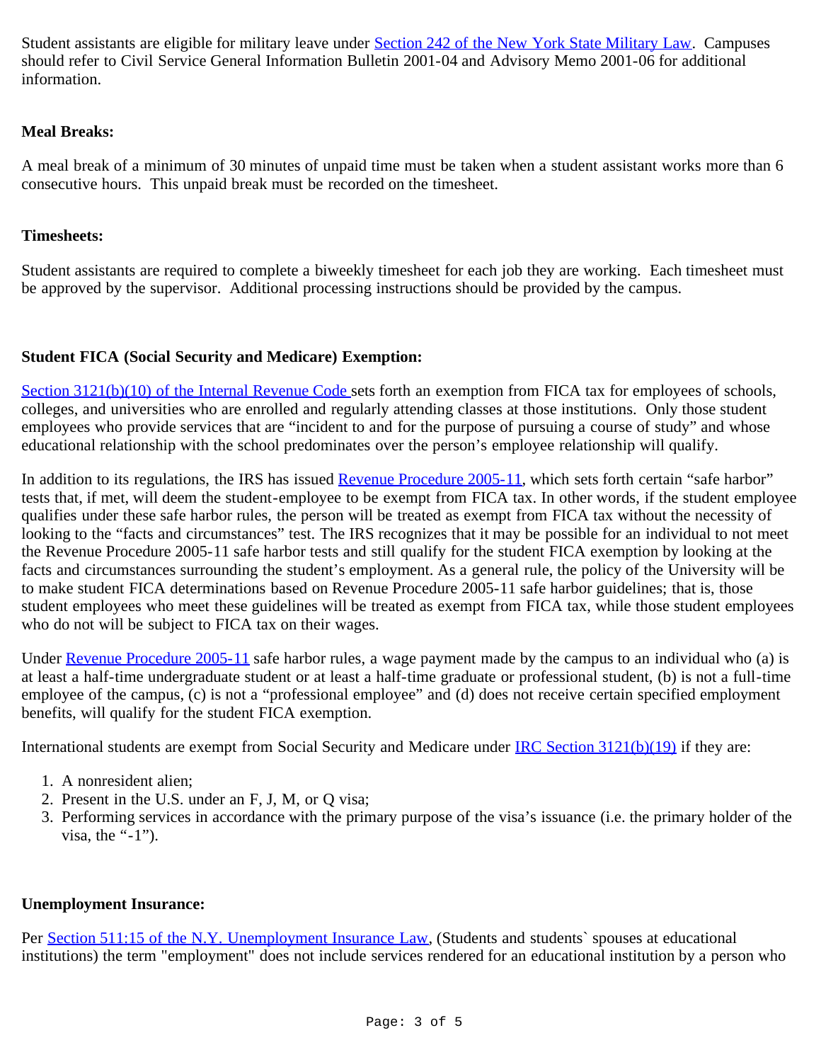Student assistants are eligible for military leave under Section 242 of the New York State Military Law. Campuses should refer to Civil Service General Information Bulletin 2001-04 and Advisory Memo 2001-06 for additional information.

**Meal Breaks:**

A meal break of a minimum of 30 minutes of unpaid time must be taken when a student assistant works more than 6 consecutive hours. This unpaid break must be recorded on the timesheet.

**Timesheets:**

Student assistants are required to complete a biweekly timesheet for each job they are working. Each timesheet must be approved by the supervisor. Additional processing instructions should be provided by the campus.

**Student FICA (Social Security and Medicare) Exemption:**

Section 3121(b)(10) of the Internal Revenue Code sets forth an exemption from FICA tax for employees of schools, colleges, and universities who are enrolled and regularly attending classes at those institutions. Only those student employees who provide services that are "incident to and for the purpose of pursuing a course of study" and whose educational relationship with the school predominates over the person's employee relationship will qualify.

In addition to its regulations, the IRS has issued Revenue Procedure 2005-11, which sets forth certain "safe harbor" tests that, if met, will deem the student-employee to be exempt from FICA tax. In other words, if the student employee qualifies under these safe harbor rules, the person will be treated as exempt from FICA tax without the necessity of looking to the "facts and circumstances" test. The IRS recognizes that it may be possible for an individual to not meet the Revenue Procedure 2005-11 safe harbor tests and still qualify for the student FICA exemption by looking at the facts and circumstances surrounding the student's employment. As a general rule, the policy of the University will be to make student FICA determinations based on Revenue Procedure 2005-11 safe harbor guidelines; that is, those student employees who meet these guidelines will be treated as exempt from FICA tax, while those student employees who do not will be subject to FICA tax on their wages.

Under Revenue Procedure 2005-11 safe harbor rules, a wage payment made by the campus to an individual who (a) is at least a half-time undergraduate student or at least a half-time graduate or professional student, (b) is not a full-time employee of the campus, (c) is not a "professional employee" and (d) does not receive certain specified employment benefits, will qualify for the student FICA exemption.

International students are exempt from Social Security and Medicare under IRC Section 3121(b)(19) if they are:

1. A nonresident alien;
2. Present in the U.S. under an F, J, M, or Q visa;
3. Performing services in accordance with the primary purpose of the visa's issuance (i.e. the primary holder of the visa, the "-1").

**Unemployment Insurance:**

Per Section 511:15 of the N.Y. Unemployment Insurance Law, (Students and students` spouses at educational institutions) the term "employment" does not include services rendered for an educational institution by a person who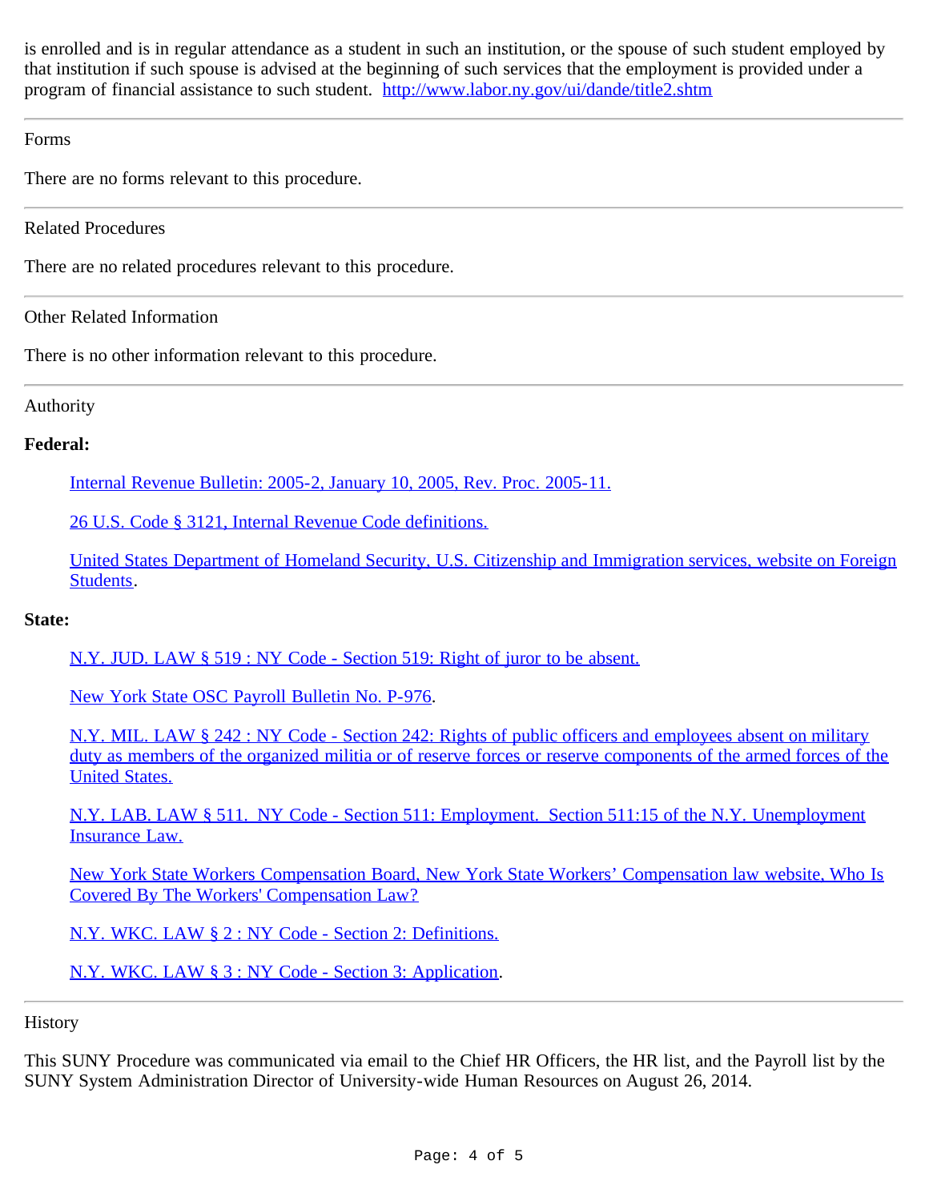is enrolled and is in regular attendance as a student in such an institution, or the spouse of such student employed by that institution if such spouse is advised at the beginning of such services that the employment is provided under a program of financial assistance to such student. http://www.labor.ny.gov/ui/dande/title2.shtm

---

## Forms

There are no forms relevant to this procedure.

---

## Related Procedures

There are no related procedures relevant to this procedure.

---

## Other Related Information

There is no other information relevant to this procedure.

---

## Authority

**Federal:**

- Internal Revenue Bulletin: 2005-2, January 10, 2005, Rev. Proc. 2005-11.
- 26 U.S. Code § 3121, Internal Revenue Code definitions.
- United States Department of Homeland Security, U.S. Citizenship and Immigration services, website on Foreign Students.

**State:**

- N.Y. JUD. LAW § 519 : NY Code - Section 519: Right of juror to be absent.
- New York State OSC Payroll Bulletin No. P-976.
- N.Y. MIL. LAW § 242 : NY Code - Section 242: Rights of public officers and employees absent on military duty as members of the organized militia or of reserve forces or reserve components of the armed forces of the United States.
- N.Y. LAB. LAW § 511. NY Code - Section 511: Employment. Section 511:15 of the N.Y. Unemployment Insurance Law.
- New York State Workers Compensation Board, New York State Workers' Compensation law website, Who Is Covered By The Workers' Compensation Law?
- N.Y. WKC. LAW § 2 : NY Code - Section 2: Definitions.
- N.Y. WKC. LAW § 3 : NY Code - Section 3: Application.

---

## History

This SUNY Procedure was communicated via email to the Chief HR Officers, the HR list, and the Payroll list by the SUNY System Administration Director of University-wide Human Resources on August 26, 2014.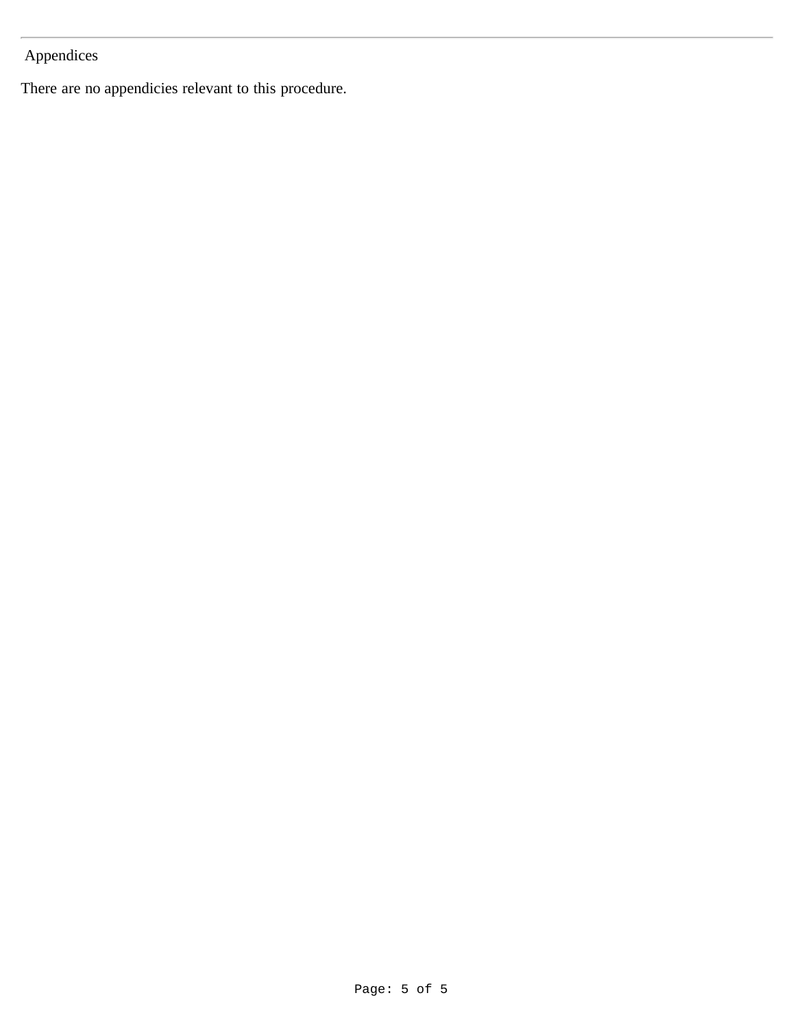## Appendices

There are no appendicies relevant to this procedure.